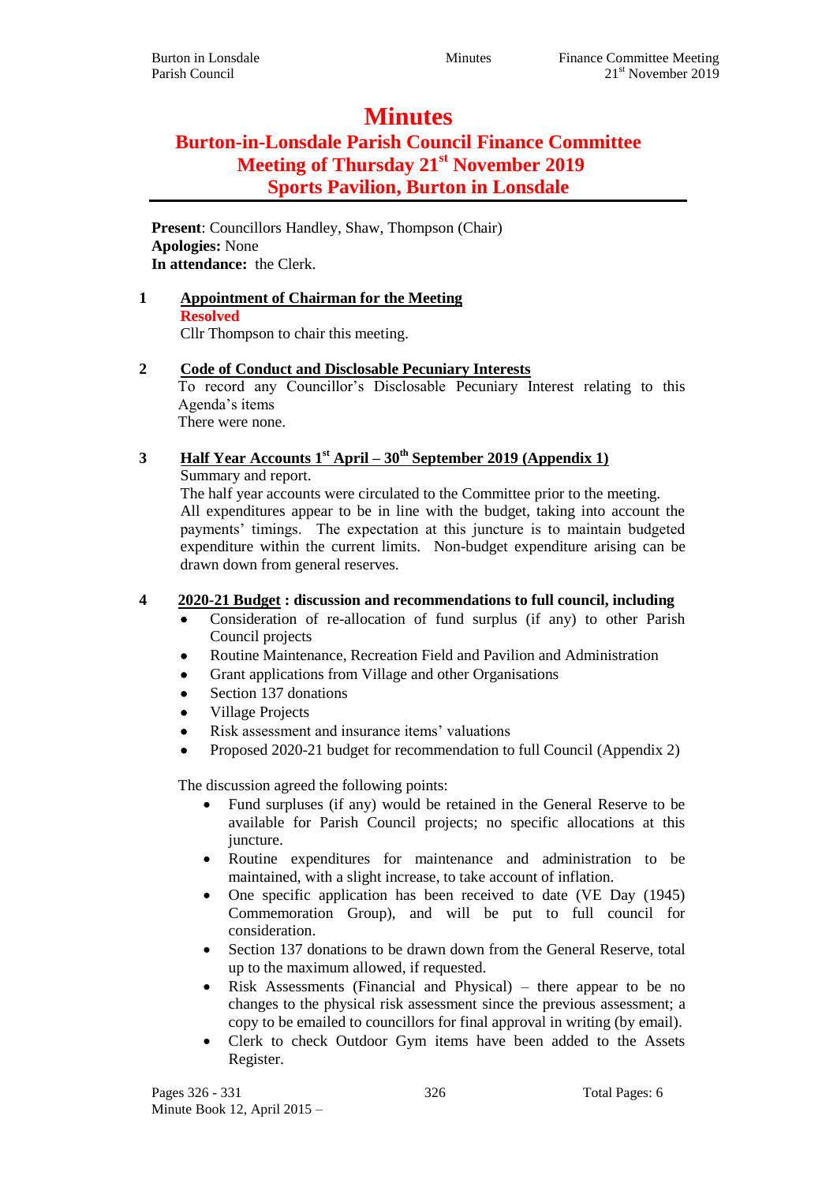# Minutes

## Burton-in-Lonsdale Parish Council Finance Committee Meeting of Thursday 21st November 2019 Sports Pavilion, Burton in Lonsdale

**Present**: Councillors Handley, Shaw, Thompson (Chair)
**Apologies:** None
**In attendance:** the Clerk.

**1 Appointment of Chairman for the Meeting**

**Resolved**

Cllr Thompson to chair this meeting.

**2 Code of Conduct and Disclosable Pecuniary Interests**

To record any Councillor's Disclosable Pecuniary Interest relating to this Agenda's items

There were none.

**3 Half Year Accounts 1st April – 30th September 2019 (Appendix 1)**

Summary and report.

The half year accounts were circulated to the Committee prior to the meeting. All expenditures appear to be in line with the budget, taking into account the payments' timings. The expectation at this juncture is to maintain budgeted expenditure within the current limits. Non-budget expenditure arising can be drawn down from general reserves.

**4 2020-21 Budget : discussion and recommendations to full council, including**

- Consideration of re-allocation of fund surplus (if any) to other Parish Council projects
- Routine Maintenance, Recreation Field and Pavilion and Administration
- Grant applications from Village and other Organisations
- Section 137 donations
- Village Projects
- Risk assessment and insurance items' valuations
- Proposed 2020-21 budget for recommendation to full Council (Appendix 2)

The discussion agreed the following points:

- Fund surpluses (if any) would be retained in the General Reserve to be available for Parish Council projects; no specific allocations at this juncture.
- Routine expenditures for maintenance and administration to be maintained, with a slight increase, to take account of inflation.
- One specific application has been received to date (VE Day (1945) Commemoration Group), and will be put to full council for consideration.
- Section 137 donations to be drawn down from the General Reserve, total up to the maximum allowed, if requested.
- Risk Assessments (Financial and Physical) – there appear to be no changes to the physical risk assessment since the previous assessment; a copy to be emailed to councillors for final approval in writing (by email).
- Clerk to check Outdoor Gym items have been added to the Assets Register.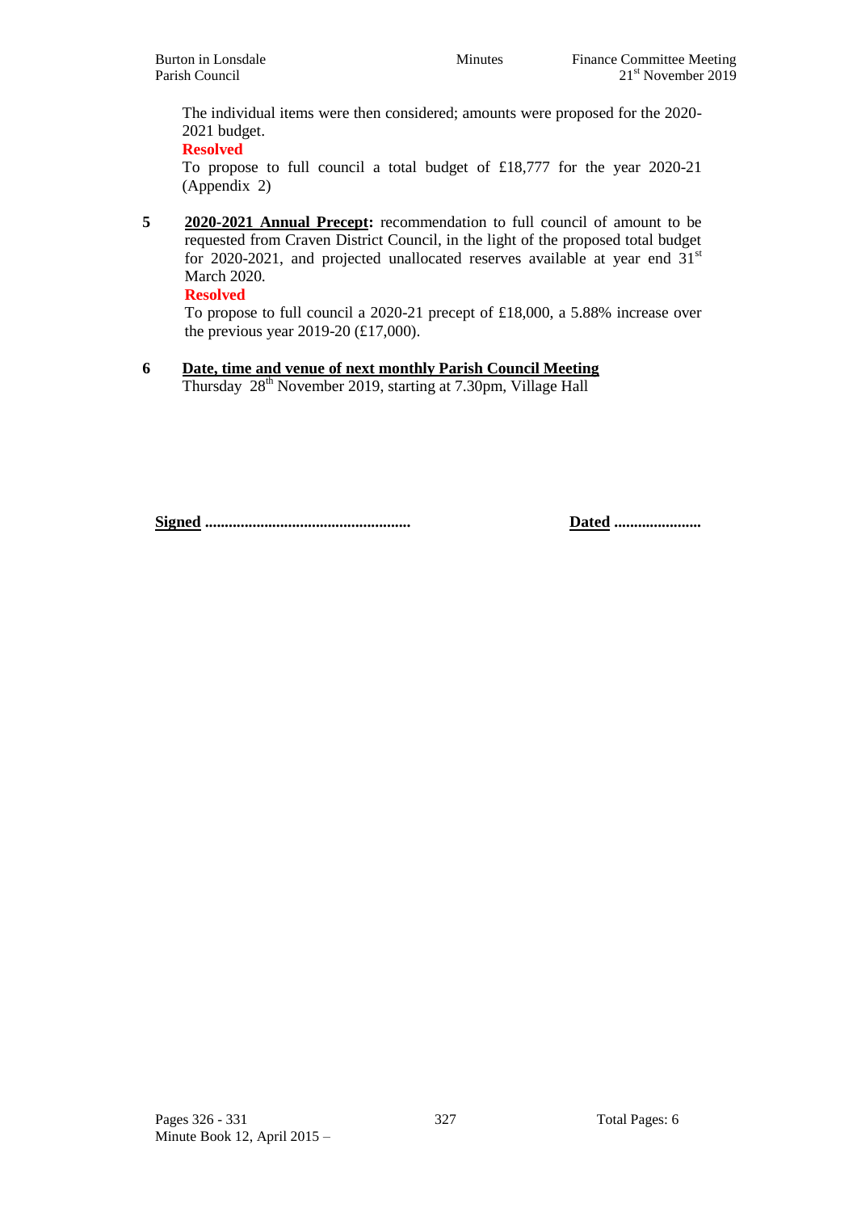The individual items were then considered; amounts were proposed for the 2020-2021 budget.

**Resolved**

To propose to full council a total budget of £18,777 for the year 2020-21 (Appendix 2)

**5** **2020-2021 Annual Precept:** recommendation to full council of amount to be requested from Craven District Council, in the light of the proposed total budget for 2020-2021, and projected unallocated reserves available at year end 31st March 2020.

**Resolved**

To propose to full council a 2020-21 precept of £18,000, a 5.88% increase over the previous year 2019-20 (£17,000).

**6** **Date, time and venue of next monthly Parish Council Meeting**

Thursday 28th November 2019, starting at 7.30pm, Village Hall

**Signed** ................................................... **Dated** ......................

Pages 326 - 331

Minute Book 12, April 2015 –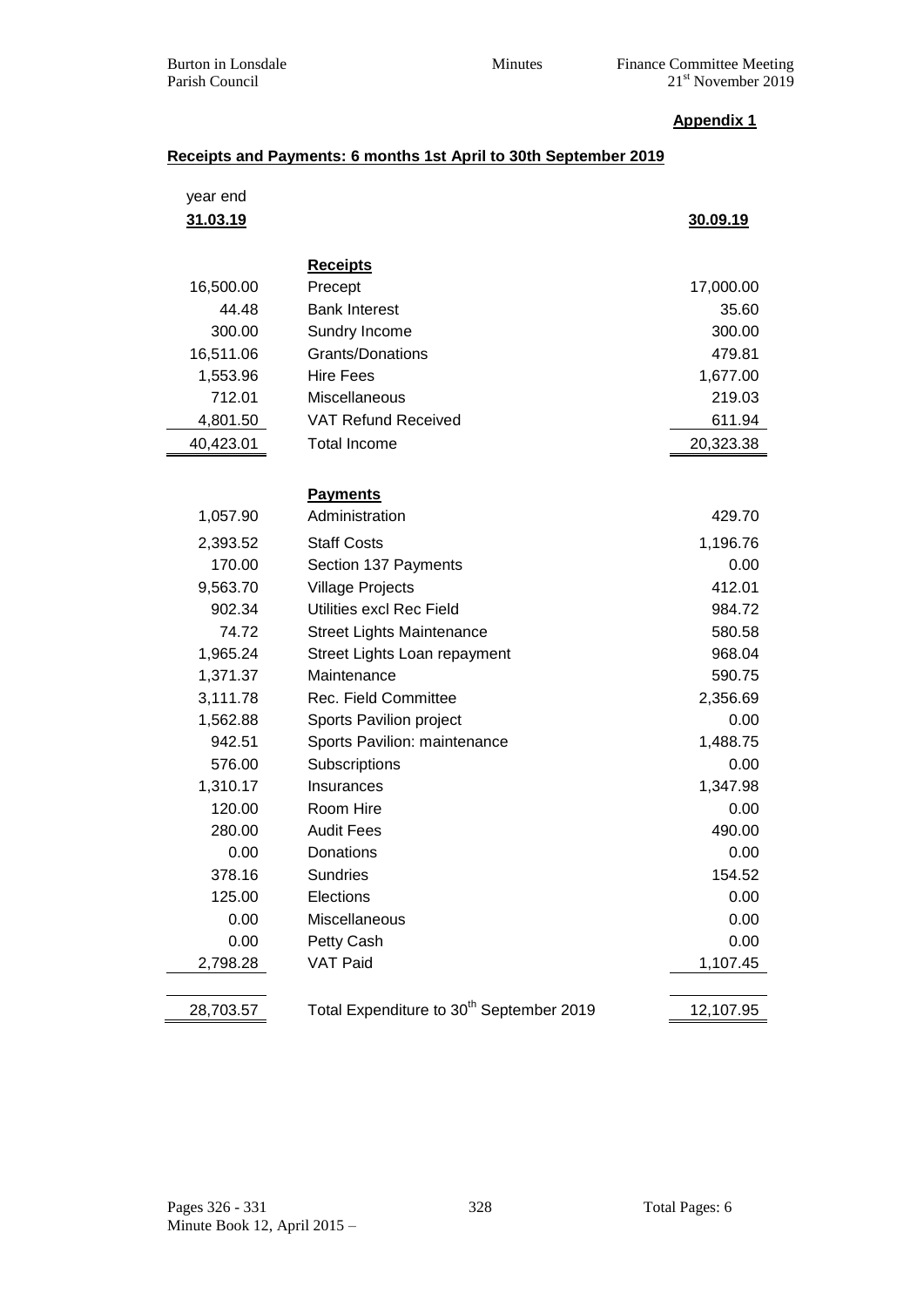**Appendix 1**

**Receipts and Payments: 6 months 1st April to 30th September 2019**

| year end 31.03.19 | | 30.09.19 |
|---|---|---|
| | **Receipts** | |
| 16,500.00 | Precept | 17,000.00 |
| 44.48 | Bank Interest | 35.60 |
| 300.00 | Sundry Income | 300.00 |
| 16,511.06 | Grants/Donations | 479.81 |
| 1,553.96 | Hire Fees | 1,677.00 |
| 712.01 | Miscellaneous | 219.03 |
| 4,801.50 | VAT Refund Received | 611.94 |
| 40,423.01 | Total Income | 20,323.38 |
| | **Payments** | |
| 1,057.90 | Administration | 429.70 |
| 2,393.52 | Staff Costs | 1,196.76 |
| 170.00 | Section 137 Payments | 0.00 |
| 9,563.70 | Village Projects | 412.01 |
| 902.34 | Utilities excl Rec Field | 984.72 |
| 74.72 | Street Lights Maintenance | 580.58 |
| 1,965.24 | Street Lights Loan repayment | 968.04 |
| 1,371.37 | Maintenance | 590.75 |
| 3,111.78 | Rec. Field Committee | 2,356.69 |
| 1,562.88 | Sports Pavilion project | 0.00 |
| 942.51 | Sports Pavilion: maintenance | 1,488.75 |
| 576.00 | Subscriptions | 0.00 |
| 1,310.17 | Insurances | 1,347.98 |
| 120.00 | Room Hire | 0.00 |
| 280.00 | Audit Fees | 490.00 |
| 0.00 | Donations | 0.00 |
| 378.16 | Sundries | 154.52 |
| 125.00 | Elections | 0.00 |
| 0.00 | Miscellaneous | 0.00 |
| 0.00 | Petty Cash | 0.00 |
| 2,798.28 | VAT Paid | 1,107.45 |
| 28,703.57 | Total Expenditure to 30th September 2019 | 12,107.95 |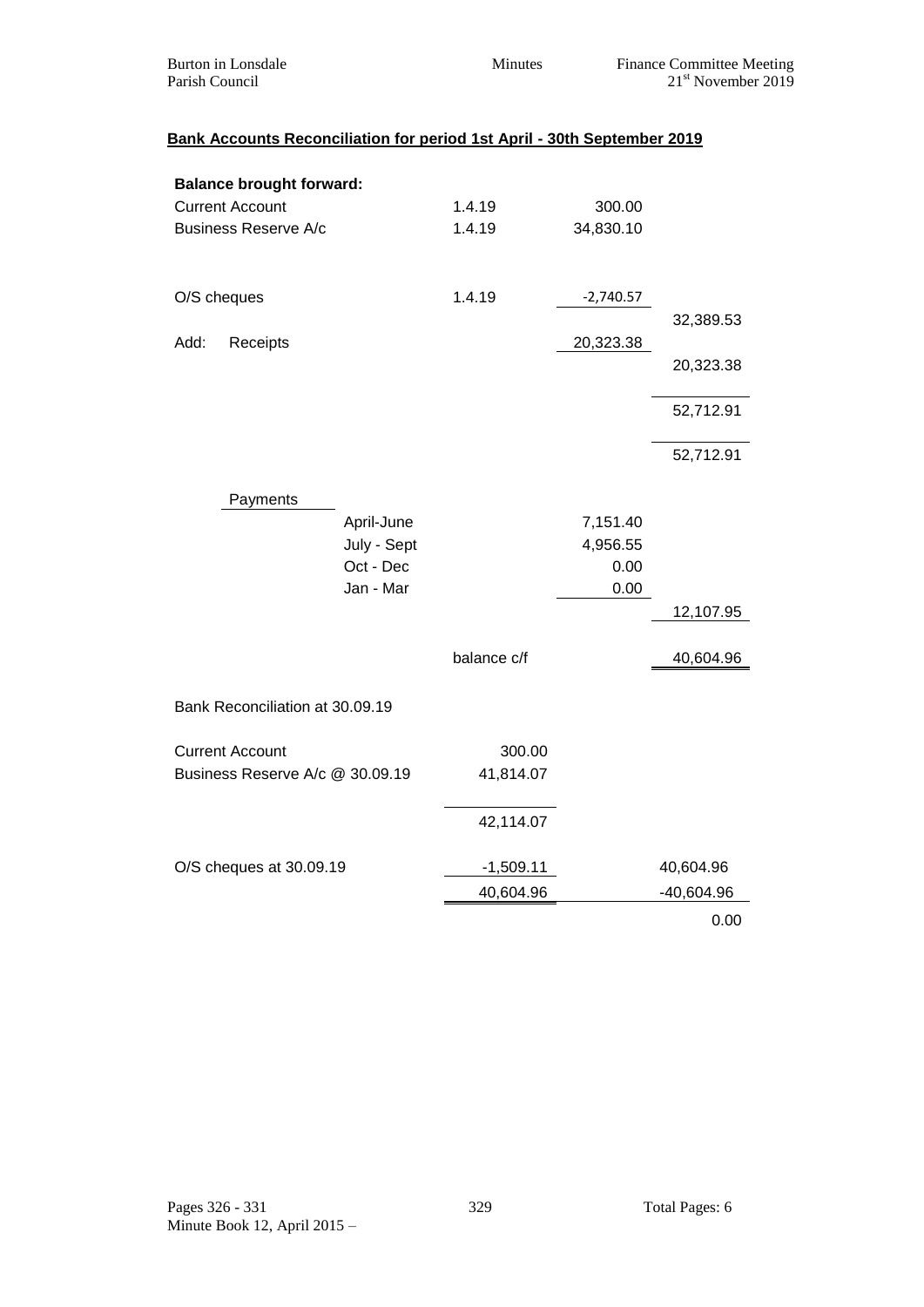## **Bank Accounts Reconciliation for period 1st April - 30th September 2019**

| | | | | |
|---|---|---|---|---|
| **Balance brought forward:** | | | | |
| Current Account | | 1.4.19 | 300.00 | |
| Business Reserve A/c | | 1.4.19 | 34,830.10 | |
| O/S cheques | | 1.4.19 | -2,740.57 | |
| | | | | 32,389.53 |
| Add: Receipts | | | 20,323.38 | |
| | | | | 20,323.38 |
| | | | | 52,712.91 |
| | | | | 52,712.91 |
| Payments | | | | |
| | April-June | | 7,151.40 | |
| | July - Sept | | 4,956.55 | |
| | Oct - Dec | | 0.00 | |
| | Jan - Mar | | 0.00 | |
| | | | | 12,107.95 |
| | | balance c/f | | 40,604.96 |

Bank Reconciliation at 30.09.19

| | | |
|---|---|---|
| Current Account | 300.00 | |
| Business Reserve A/c @ 30.09.19 | 41,814.07 | |
| | 42,114.07 | |
| O/S cheques at 30.09.19 | -1,509.11 | 40,604.96 |
| | 40,604.96 | -40,604.96 |
| | | 0.00 |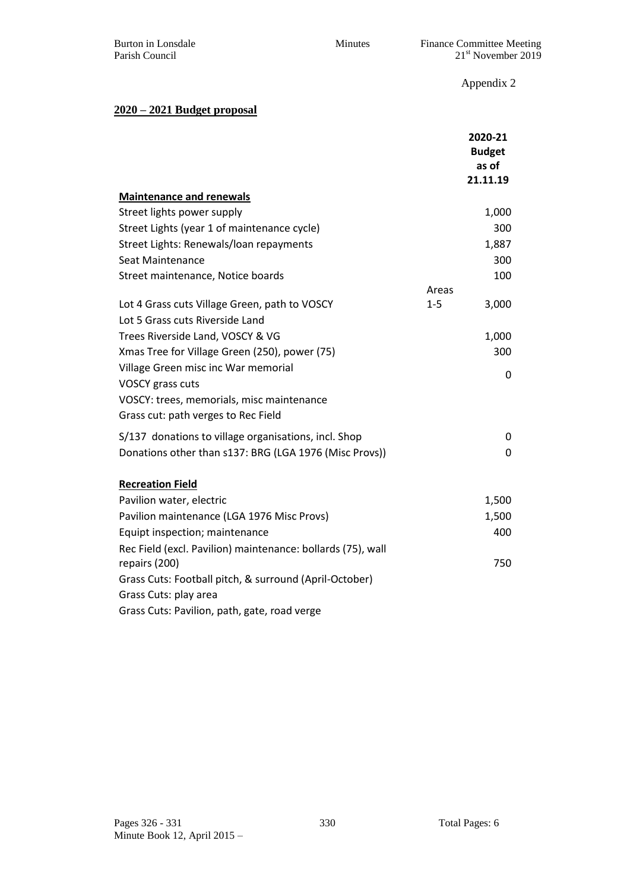Appendix 2

**2020 – 2021 Budget proposal**

| | | 2020-21 Budget as of 21.11.19 |
|---|---|---|
| **Maintenance and renewals** | | |
| Street lights power supply | | 1,000 |
| Street Lights (year 1 of maintenance cycle) | | 300 |
| Street Lights: Renewals/loan repayments | | 1,887 |
| Seat Maintenance | | 300 |
| Street maintenance, Notice boards | | 100 |
| | Areas | |
| Lot 4 Grass cuts Village Green, path to VOSCY | 1-5 | 3,000 |
| Lot 5 Grass cuts Riverside Land | | |
| Trees Riverside Land, VOSCY & VG | | 1,000 |
| Xmas Tree for Village Green (250), power (75) | | 300 |
| Village Green misc inc War memorial | | |
| VOSCY grass cuts | | 0 |
| VOSCY: trees, memorials, misc maintenance | | |
| Grass cut: path verges to Rec Field | | |
| S/137 donations to village organisations, incl. Shop | | 0 |
| Donations other than s137: BRG (LGA 1976 (Misc Provs)) | | 0 |
| **Recreation Field** | | |
| Pavilion water, electric | | 1,500 |
| Pavilion maintenance (LGA 1976 Misc Provs) | | 1,500 |
| Equipt inspection; maintenance | | 400 |
| Rec Field (excl. Pavilion) maintenance: bollards (75), wall repairs (200) | | 750 |
| Grass Cuts: Football pitch, & surround (April-October) | | |
| Grass Cuts: play area | | |
| Grass Cuts: Pavilion, path, gate, road verge | | |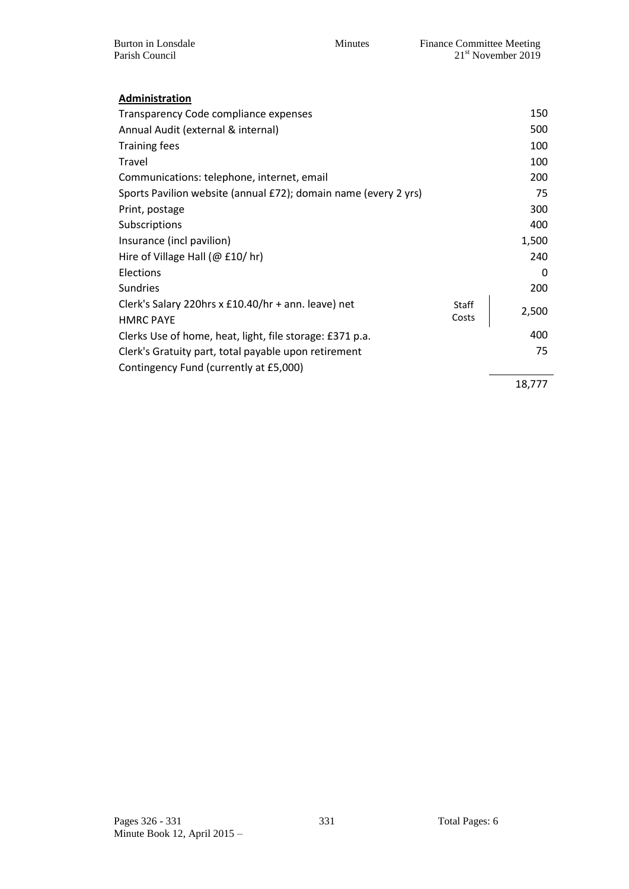**Administration**

| | | |
|---|---|---|
| Transparency Code compliance expenses | | 150 |
| Annual Audit (external & internal) | | 500 |
| Training fees | | 100 |
| Travel | | 100 |
| Communications: telephone, internet, email | | 200 |
| Sports Pavilion website (annual £72); domain name (every 2 yrs) | | 75 |
| Print, postage | | 300 |
| Subscriptions | | 400 |
| Insurance (incl pavilion) | | 1,500 |
| Hire of Village Hall (@ £10/ hr) | | 240 |
| Elections | | 0 |
| Sundries | | 200 |
| Clerk's Salary 220hrs x £10.40/hr + ann. leave) net<br>HMRC PAYE | Staff Costs | 2,500 |
| Clerks Use of home, heat, light, file storage: £371 p.a. | | 400 |
| Clerk's Gratuity part, total payable upon retirement | | 75 |
| Contingency Fund (currently at £5,000) | | |
| | | 18,777 |